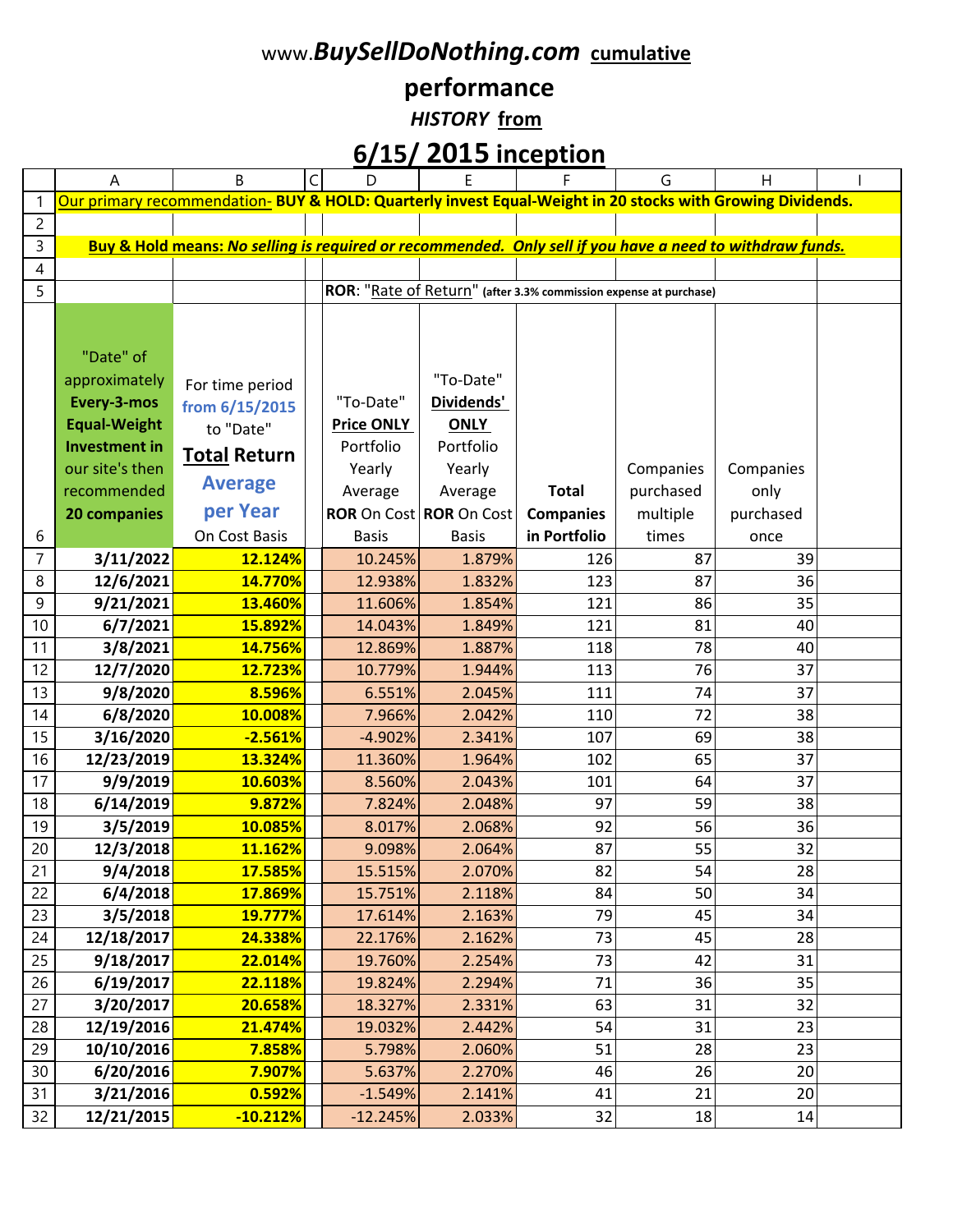# www.*BuySellDoNothing.com* cumulative

## performance

### *HISTORY* from

## 6/15/ 2015 inception

|  | A | B | C | D | E | F | G | H | I |
|---|---|---|---|---|---|---|---|---|---|
| 1 | Our primary recommendation- **BUY & HOLD: Quarterly invest Equal-Weight in 20 stocks with Growing Dividends.** | | | | | | | | |
| 2 | | | | | | | | | |
| 3 | **Buy & Hold means: *No selling is required or recommended. Only sell if you have a need to withdraw funds.*** | | | | | | | | |
| 4 | | | | | | | | | |
| 5 | | | | ROR: "Rate of Return" **(after 3.3% commission expense at purchase)** | | | | | |
| 6 | "Date" of approximately **Every-3-mos Equal-Weight Investment in** our site's then recommended **20 companies** | For time period **from 6/15/2015** to "Date" **Total Return Average per Year** On Cost Basis | | "To-Date" **Price ONLY** Portfolio Yearly Average **ROR** On Cost Basis | "To-Date" **Dividends' ONLY** Portfolio Yearly Average **ROR** On Cost Basis | **Total Companies in Portfolio** | Companies purchased multiple times | Companies only purchased once | |
| 7 | **3/11/2022** | **12.124%** | | 10.245% | 1.879% | 126 | 87 | 39 | |
| 8 | **12/6/2021** | **14.770%** | | 12.938% | 1.832% | 123 | 87 | 36 | |
| 9 | **9/21/2021** | **13.460%** | | 11.606% | 1.854% | 121 | 86 | 35 | |
| 10 | **6/7/2021** | **15.892%** | | 14.043% | 1.849% | 121 | 81 | 40 | |
| 11 | **3/8/2021** | **14.756%** | | 12.869% | 1.887% | 118 | 78 | 40 | |
| 12 | **12/7/2020** | **12.723%** | | 10.779% | 1.944% | 113 | 76 | 37 | |
| 13 | **9/8/2020** | **8.596%** | | 6.551% | 2.045% | 111 | 74 | 37 | |
| 14 | **6/8/2020** | **10.008%** | | 7.966% | 2.042% | 110 | 72 | 38 | |
| 15 | **3/16/2020** | **-2.561%** | | -4.902% | 2.341% | 107 | 69 | 38 | |
| 16 | **12/23/2019** | **13.324%** | | 11.360% | 1.964% | 102 | 65 | 37 | |
| 17 | **9/9/2019** | **10.603%** | | 8.560% | 2.043% | 101 | 64 | 37 | |
| 18 | **6/14/2019** | **9.872%** | | 7.824% | 2.048% | 97 | 59 | 38 | |
| 19 | **3/5/2019** | **10.085%** | | 8.017% | 2.068% | 92 | 56 | 36 | |
| 20 | **12/3/2018** | **11.162%** | | 9.098% | 2.064% | 87 | 55 | 32 | |
| 21 | **9/4/2018** | **17.585%** | | 15.515% | 2.070% | 82 | 54 | 28 | |
| 22 | **6/4/2018** | **17.869%** | | 15.751% | 2.118% | 84 | 50 | 34 | |
| 23 | **3/5/2018** | **19.777%** | | 17.614% | 2.163% | 79 | 45 | 34 | |
| 24 | **12/18/2017** | **24.338%** | | 22.176% | 2.162% | 73 | 45 | 28 | |
| 25 | **9/18/2017** | **22.014%** | | 19.760% | 2.254% | 73 | 42 | 31 | |
| 26 | **6/19/2017** | **22.118%** | | 19.824% | 2.294% | 71 | 36 | 35 | |
| 27 | **3/20/2017** | **20.658%** | | 18.327% | 2.331% | 63 | 31 | 32 | |
| 28 | **12/19/2016** | **21.474%** | | 19.032% | 2.442% | 54 | 31 | 23 | |
| 29 | **10/10/2016** | **7.858%** | | 5.798% | 2.060% | 51 | 28 | 23 | |
| 30 | **6/20/2016** | **7.907%** | | 5.637% | 2.270% | 46 | 26 | 20 | |
| 31 | **3/21/2016** | **0.592%** | | -1.549% | 2.141% | 41 | 21 | 20 | |
| 32 | **12/21/2015** | **-10.212%** | | -12.245% | 2.033% | 32 | 18 | 14 | |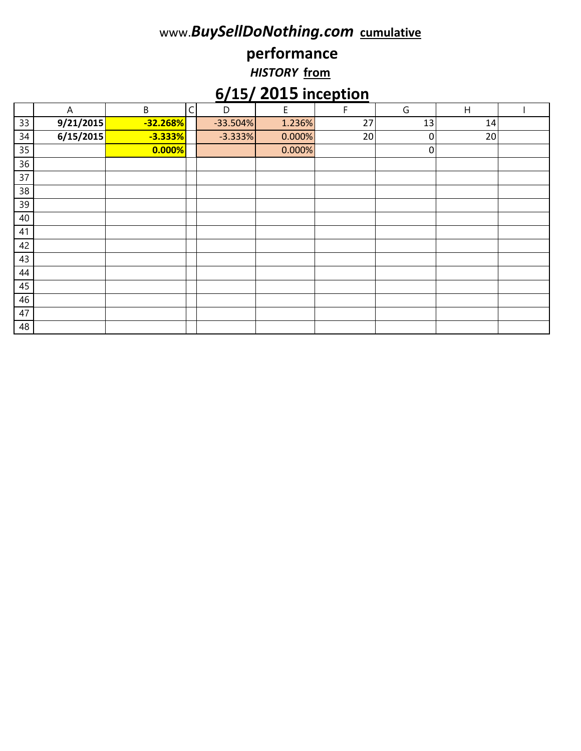www.***BuySellDoNothing.com*** **cumulative**

**performance**

***HISTORY*** **from**

## 6/15/ 2015 inception

| | A | B | C | D | E | F | G | H | I |
|---|---|---|---|---|---|---|---|---|---|
| 33 | **9/21/2015** | **-32.268%** | | -33.504% | 1.236% | 27 | 13 | 14 | |
| 34 | **6/15/2015** | **-3.333%** | | -3.333% | 0.000% | 20 | 0 | 20 | |
| 35 | | **0.000%** | | | 0.000% | | 0 | | |
| 36 | | | | | | | | | |
| 37 | | | | | | | | | |
| 38 | | | | | | | | | |
| 39 | | | | | | | | | |
| 40 | | | | | | | | | |
| 41 | | | | | | | | | |
| 42 | | | | | | | | | |
| 43 | | | | | | | | | |
| 44 | | | | | | | | | |
| 45 | | | | | | | | | |
| 46 | | | | | | | | | |
| 47 | | | | | | | | | |
| 48 | | | | | | | | | |